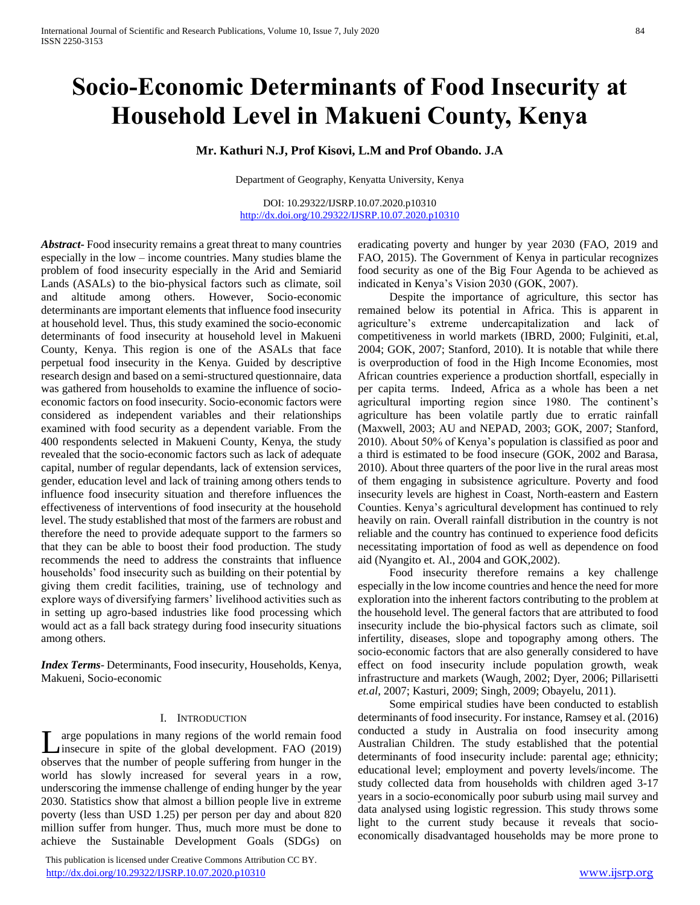# Socio-Economic Determinants of Food Insecurity at Household Level in Makueni County, Kenya

**Mr. Kathuri N.J, Prof Kisovi, L.M and Prof Obando. J.A**

Department of Geography, Kenyatta University, Kenya

DOI: 10.29322/IJSRP.10.07.2020.p10310
http://dx.doi.org/10.29322/IJSRP.10.07.2020.p10310

***Abstract***- Food insecurity remains a great threat to many countries especially in the low – income countries. Many studies blame the problem of food insecurity especially in the Arid and Semiarid Lands (ASALs) to the bio-physical factors such as climate, soil and altitude among others. However, Socio-economic determinants are important elements that influence food insecurity at household level. Thus, this study examined the socio-economic determinants of food insecurity at household level in Makueni County, Kenya. This region is one of the ASALs that face perpetual food insecurity in the Kenya. Guided by descriptive research design and based on a semi-structured questionnaire, data was gathered from households to examine the influence of socio-economic factors on food insecurity. Socio-economic factors were considered as independent variables and their relationships examined with food security as a dependent variable. From the 400 respondents selected in Makueni County, Kenya, the study revealed that the socio-economic factors such as lack of adequate capital, number of regular dependants, lack of extension services, gender, education level and lack of training among others tends to influence food insecurity situation and therefore influences the effectiveness of interventions of food insecurity at the household level. The study established that most of the farmers are robust and therefore the need to provide adequate support to the farmers so that they can be able to boost their food production. The study recommends the need to address the constraints that influence households' food insecurity such as building on their potential by giving them credit facilities, training, use of technology and explore ways of diversifying farmers' livelihood activities such as in setting up agro-based industries like food processing which would act as a fall back strategy during food insecurity situations among others.

***Index Terms***- Determinants, Food insecurity, Households, Kenya, Makueni, Socio-economic

## I. Introduction

Large populations in many regions of the world remain food insecure in spite of the global development. FAO (2019) observes that the number of people suffering from hunger in the world has slowly increased for several years in a row, underscoring the immense challenge of ending hunger by the year 2030. Statistics show that almost a billion people live in extreme poverty (less than USD 1.25) per person per day and about 820 million suffer from hunger. Thus, much more must be done to achieve the Sustainable Development Goals (SDGs) on eradicating poverty and hunger by year 2030 (FAO, 2019 and FAO, 2015). The Government of Kenya in particular recognizes food security as one of the Big Four Agenda to be achieved as indicated in Kenya's Vision 2030 (GOK, 2007).

Despite the importance of agriculture, this sector has remained below its potential in Africa. This is apparent in agriculture's extreme undercapitalization and lack of competitiveness in world markets (IBRD, 2000; Fulginiti, et.al, 2004; GOK, 2007; Stanford, 2010). It is notable that while there is overproduction of food in the High Income Economies, most African countries experience a production shortfall, especially in per capita terms. Indeed, Africa as a whole has been a net agricultural importing region since 1980. The continent's agriculture has been volatile partly due to erratic rainfall (Maxwell, 2003; AU and NEPAD, 2003; GOK, 2007; Stanford, 2010). About 50% of Kenya's population is classified as poor and a third is estimated to be food insecure (GOK, 2002 and Barasa, 2010). About three quarters of the poor live in the rural areas most of them engaging in subsistence agriculture. Poverty and food insecurity levels are highest in Coast, North-eastern and Eastern Counties. Kenya's agricultural development has continued to rely heavily on rain. Overall rainfall distribution in the country is not reliable and the country has continued to experience food deficits necessitating importation of food as well as dependence on food aid (Nyangito et. Al., 2004 and GOK,2002).

Food insecurity therefore remains a key challenge especially in the low income countries and hence the need for more exploration into the inherent factors contributing to the problem at the household level. The general factors that are attributed to food insecurity include the bio-physical factors such as climate, soil infertility, diseases, slope and topography among others. The socio-economic factors that are also generally considered to have effect on food insecurity include population growth, weak infrastructure and markets (Waugh, 2002; Dyer, 2006; Pillarisetti *et.al*, 2007; Kasturi, 2009; Singh, 2009; Obayelu, 2011).

Some empirical studies have been conducted to establish determinants of food insecurity. For instance, Ramsey et al. (2016) conducted a study in Australia on food insecurity among Australian Children. The study established that the potential determinants of food insecurity include: parental age; ethnicity; educational level; employment and poverty levels/income. The study collected data from households with children aged 3-17 years in a socio-economically poor suburb using mail survey and data analysed using logistic regression. This study throws some light to the current study because it reveals that socio-economically disadvantaged households may be more prone to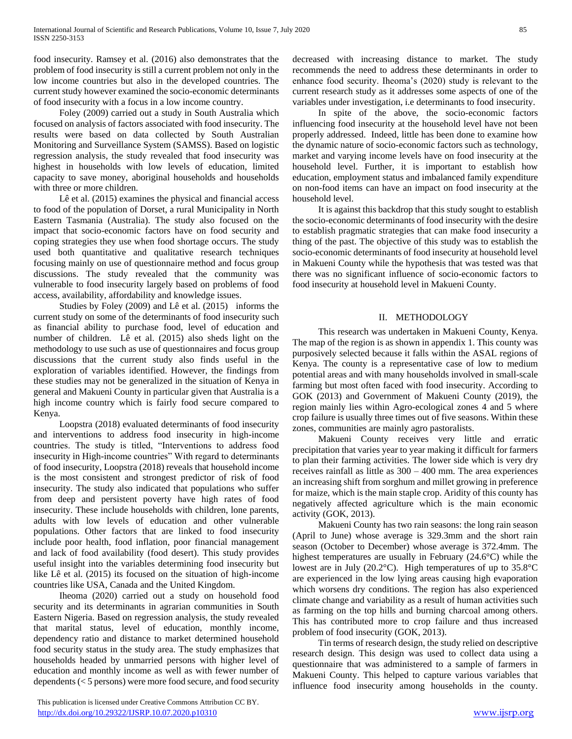food insecurity. Ramsey et al. (2016) also demonstrates that the problem of food insecurity is still a current problem not only in the low income countries but also in the developed countries. The current study however examined the socio-economic determinants of food insecurity with a focus in a low income country.

Foley (2009) carried out a study in South Australia which focused on analysis of factors associated with food insecurity. The results were based on data collected by South Australian Monitoring and Surveillance System (SAMSS). Based on logistic regression analysis, the study revealed that food insecurity was highest in households with low levels of education, limited capacity to save money, aboriginal households and households with three or more children.

Lê et al. (2015) examines the physical and financial access to food of the population of Dorset, a rural Municipality in North Eastern Tasmania (Australia). The study also focused on the impact that socio-economic factors have on food security and coping strategies they use when food shortage occurs. The study used both quantitative and qualitative research techniques focusing mainly on use of questionnaire method and focus group discussions. The study revealed that the community was vulnerable to food insecurity largely based on problems of food access, availability, affordability and knowledge issues.

Studies by Foley (2009) and Lê et al. (2015) informs the current study on some of the determinants of food insecurity such as financial ability to purchase food, level of education and number of children. Lê et al. (2015) also sheds light on the methodology to use such as use of questionnaires and focus group discussions that the current study also finds useful in the exploration of variables identified. However, the findings from these studies may not be generalized in the situation of Kenya in general and Makueni County in particular given that Australia is a high income country which is fairly food secure compared to Kenya.

Loopstra (2018) evaluated determinants of food insecurity and interventions to address food insecurity in high-income countries. The study is titled, "Interventions to address food insecurity in High-income countries" With regard to determinants of food insecurity, Loopstra (2018) reveals that household income is the most consistent and strongest predictor of risk of food insecurity. The study also indicated that populations who suffer from deep and persistent poverty have high rates of food insecurity. These include households with children, lone parents, adults with low levels of education and other vulnerable populations. Other factors that are linked to food insecurity include poor health, food inflation, poor financial management and lack of food availability (food desert). This study provides useful insight into the variables determining food insecurity but like Lê et al. (2015) its focused on the situation of high-income countries like USA, Canada and the United Kingdom.

Iheoma (2020) carried out a study on household food security and its determinants in agrarian communities in South Eastern Nigeria. Based on regression analysis, the study revealed that marital status, level of education, monthly income, dependency ratio and distance to market determined household food security status in the study area. The study emphasizes that households headed by unmarried persons with higher level of education and monthly income as well as with fewer number of dependents (< 5 persons) were more food secure, and food security decreased with increasing distance to market. The study recommends the need to address these determinants in order to enhance food security. Iheoma's (2020) study is relevant to the current research study as it addresses some aspects of one of the variables under investigation, i.e determinants to food insecurity.

In spite of the above, the socio-economic factors influencing food insecurity at the household level have not been properly addressed. Indeed, little has been done to examine how the dynamic nature of socio-economic factors such as technology, market and varying income levels have on food insecurity at the household level. Further, it is important to establish how education, employment status and imbalanced family expenditure on non-food items can have an impact on food insecurity at the household level.

It is against this backdrop that this study sought to establish the socio-economic determinants of food insecurity with the desire to establish pragmatic strategies that can make food insecurity a thing of the past. The objective of this study was to establish the socio-economic determinants of food insecurity at household level in Makueni County while the hypothesis that was tested was that there was no significant influence of socio-economic factors to food insecurity at household level in Makueni County.

## II. METHODOLOGY

This research was undertaken in Makueni County, Kenya. The map of the region is as shown in appendix 1. This county was purposively selected because it falls within the ASAL regions of Kenya. The county is a representative case of low to medium potential areas and with many households involved in small-scale farming but most often faced with food insecurity. According to GOK (2013) and Government of Makueni County (2019), the region mainly lies within Agro-ecological zones 4 and 5 where crop failure is usually three times out of five seasons. Within these zones, communities are mainly agro pastoralists.

Makueni County receives very little and erratic precipitation that varies year to year making it difficult for farmers to plan their farming activities. The lower side which is very dry receives rainfall as little as 300 – 400 mm. The area experiences an increasing shift from sorghum and millet growing in preference for maize, which is the main staple crop. Aridity of this county has negatively affected agriculture which is the main economic activity (GOK, 2013).

Makueni County has two rain seasons: the long rain season (April to June) whose average is 329.3mm and the short rain season (October to December) whose average is 372.4mm. The highest temperatures are usually in February (24.6°C) while the lowest are in July (20.2°C). High temperatures of up to 35.8°C are experienced in the low lying areas causing high evaporation which worsens dry conditions. The region has also experienced climate change and variability as a result of human activities such as farming on the top hills and burning charcoal among others. This has contributed more to crop failure and thus increased problem of food insecurity (GOK, 2013).

Tin terms of research design, the study relied on descriptive research design. This design was used to collect data using a questionnaire that was administered to a sample of farmers in Makueni County. This helped to capture various variables that influence food insecurity among households in the county.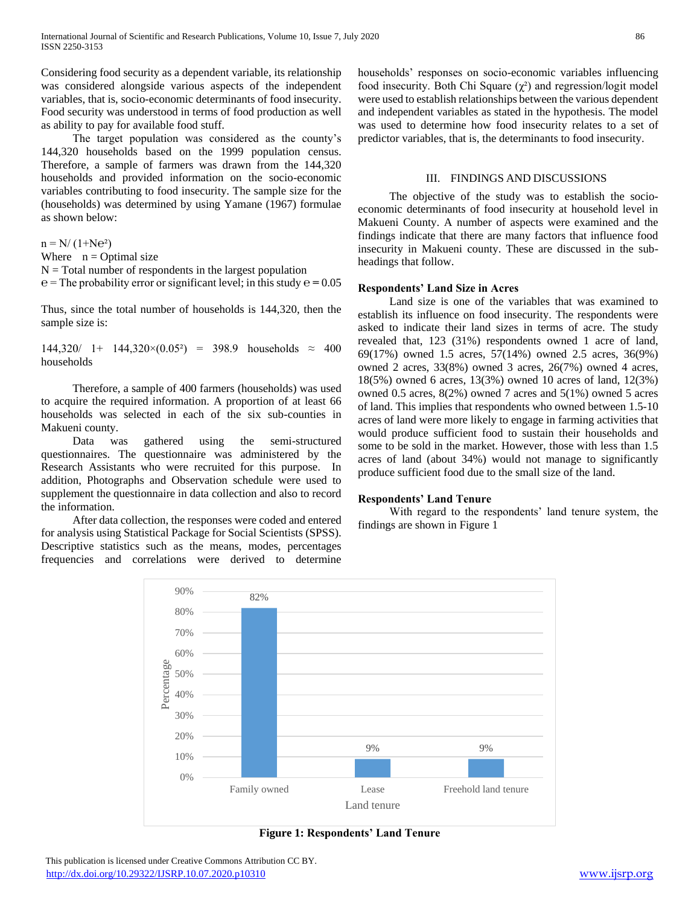Considering food security as a dependent variable, its relationship was considered alongside various aspects of the independent variables, that is, socio-economic determinants of food insecurity. Food security was understood in terms of food production as well as ability to pay for available food stuff.

The target population was considered as the county's 144,320 households based on the 1999 population census. Therefore, a sample of farmers was drawn from the 144,320 households and provided information on the socio-economic variables contributing to food insecurity. The sample size for the (households) was determined by using Yamane (1967) formulae as shown below:

$n = N/(1+Ne^2)$

Where n = Optimal size

N = Total number of respondents in the largest population

e = The probability error or significant level; in this study e = 0.05

Thus, since the total number of households is 144,320, then the sample size is:

$144{,}320/\ 1+\ 144{,}320\times(0.05^2) = 398.9$ households ≈ 400 households

Therefore, a sample of 400 farmers (households) was used to acquire the required information. A proportion of at least 66 households was selected in each of the six sub-counties in Makueni county.

Data was gathered using the semi-structured questionnaires. The questionnaire was administered by the Research Assistants who were recruited for this purpose. In addition, Photographs and Observation schedule were used to supplement the questionnaire in data collection and also to record the information.

After data collection, the responses were coded and entered for analysis using Statistical Package for Social Scientists (SPSS). Descriptive statistics such as the means, modes, percentages frequencies and correlations were derived to determine households' responses on socio-economic variables influencing food insecurity. Both Chi Square ($\chi^2$) and regression/logit model were used to establish relationships between the various dependent and independent variables as stated in the hypothesis. The model was used to determine how food insecurity relates to a set of predictor variables, that is, the determinants to food insecurity.

## III. FINDINGS AND DISCUSSIONS

The objective of the study was to establish the socio-economic determinants of food insecurity at household level in Makueni County. A number of aspects were examined and the findings indicate that there are many factors that influence food insecurity in Makueni county. These are discussed in the sub-headings that follow.

### Respondents' Land Size in Acres

Land size is one of the variables that was examined to establish its influence on food insecurity. The respondents were asked to indicate their land sizes in terms of acre. The study revealed that, 123 (31%) respondents owned 1 acre of land, 69(17%) owned 1.5 acres, 57(14%) owned 2.5 acres, 36(9%) owned 2 acres, 33(8%) owned 3 acres, 26(7%) owned 4 acres, 18(5%) owned 6 acres, 13(3%) owned 10 acres of land, 12(3%) owned 0.5 acres, 8(2%) owned 7 acres and 5(1%) owned 5 acres of land. This implies that respondents who owned between 1.5-10 acres of land were more likely to engage in farming activities that would produce sufficient food to sustain their households and some to be sold in the market. However, those with less than 1.5 acres of land (about 34%) would not manage to significantly produce sufficient food due to the small size of the land.

### Respondents' Land Tenure

With regard to the respondents' land tenure system, the findings are shown in Figure 1

| Land tenure | Percentage |
|---|---|
| Family owned | 82% |
| Lease | 9% |
| Freehold land tenure | 9% |

**Figure 1: Respondents' Land Tenure**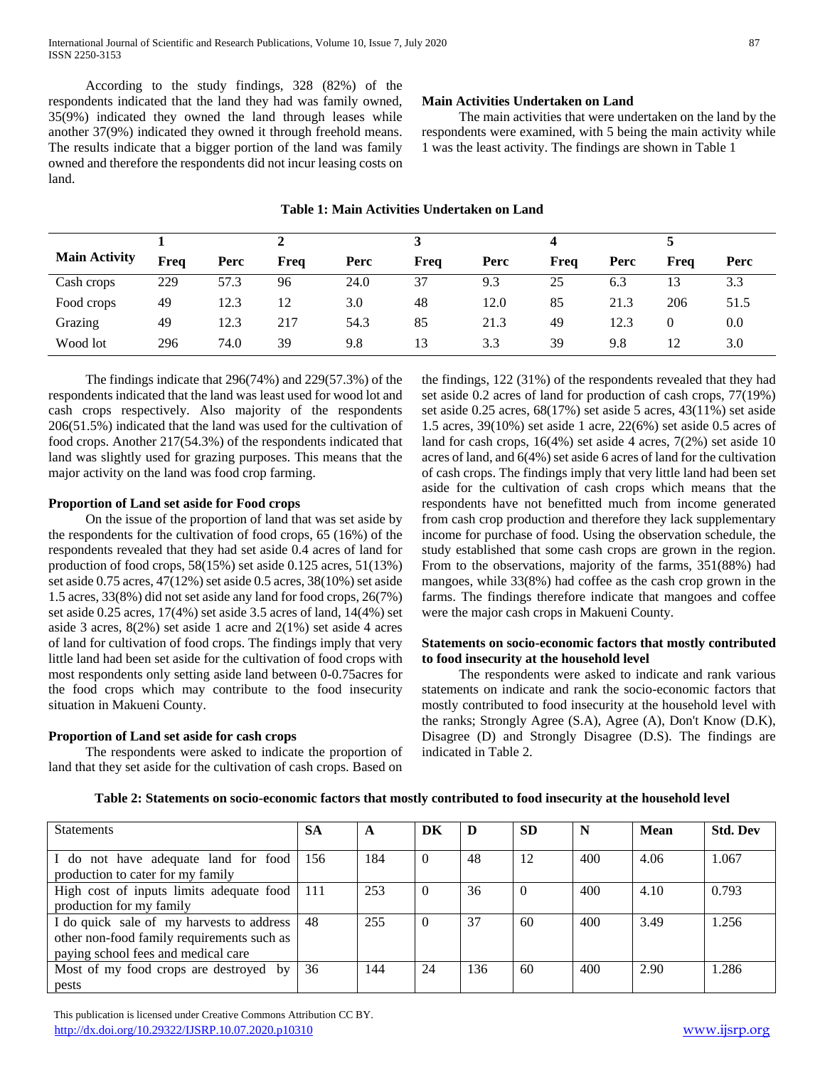According to the study findings, 328 (82%) of the respondents indicated that the land they had was family owned, 35(9%) indicated they owned the land through leases while another 37(9%) indicated they owned it through freehold means. The results indicate that a bigger portion of the land was family owned and therefore the respondents did not incur leasing costs on land.

### Main Activities Undertaken on Land

The main activities that were undertaken on the land by the respondents were examined, with 5 being the main activity while 1 was the least activity. The findings are shown in Table 1

**Table 1: Main Activities Undertaken on Land**

| Main Activity | 1 | | 2 | | 3 | | 4 | | 5 | |
|---|---|---|---|---|---|---|---|---|---|---|
| | Freq | Perc | Freq | Perc | Freq | Perc | Freq | Perc | Freq | Perc |
| Cash crops | 229 | 57.3 | 96 | 24.0 | 37 | 9.3 | 25 | 6.3 | 13 | 3.3 |
| Food crops | 49 | 12.3 | 12 | 3.0 | 48 | 12.0 | 85 | 21.3 | 206 | 51.5 |
| Grazing | 49 | 12.3 | 217 | 54.3 | 85 | 21.3 | 49 | 12.3 | 0 | 0.0 |
| Wood lot | 296 | 74.0 | 39 | 9.8 | 13 | 3.3 | 39 | 9.8 | 12 | 3.0 |

The findings indicate that 296(74%) and 229(57.3%) of the respondents indicated that the land was least used for wood lot and cash crops respectively. Also majority of the respondents 206(51.5%) indicated that the land was used for the cultivation of food crops. Another 217(54.3%) of the respondents indicated that land was slightly used for grazing purposes. This means that the major activity on the land was food crop farming.

### Proportion of Land set aside for Food crops

On the issue of the proportion of land that was set aside by the respondents for the cultivation of food crops, 65 (16%) of the respondents revealed that they had set aside 0.4 acres of land for production of food crops, 58(15%) set aside 0.125 acres, 51(13%) set aside 0.75 acres, 47(12%) set aside 0.5 acres, 38(10%) set aside 1.5 acres, 33(8%) did not set aside any land for food crops, 26(7%) set aside 0.25 acres, 17(4%) set aside 3.5 acres of land, 14(4%) set aside 3 acres, 8(2%) set aside 1 acre and 2(1%) set aside 4 acres of land for cultivation of food crops. The findings imply that very little land had been set aside for the cultivation of food crops with most respondents only setting aside land between 0-0.75acres for the food crops which may contribute to the food insecurity situation in Makueni County.

### Proportion of Land set aside for cash crops

The respondents were asked to indicate the proportion of land that they set aside for the cultivation of cash crops. Based on the findings, 122 (31%) of the respondents revealed that they had set aside 0.2 acres of land for production of cash crops, 77(19%) set aside 0.25 acres, 68(17%) set aside 5 acres, 43(11%) set aside 1.5 acres, 39(10%) set aside 1 acre, 22(6%) set aside 0.5 acres of land for cash crops, 16(4%) set aside 4 acres, 7(2%) set aside 10 acres of land, and 6(4%) set aside 6 acres of land for the cultivation of cash crops. The findings imply that very little land had been set aside for the cultivation of cash crops which means that the respondents have not benefitted much from income generated from cash crop production and therefore they lack supplementary income for purchase of food. Using the observation schedule, the study established that some cash crops are grown in the region. From to the observations, majority of the farms, 351(88%) had mangoes, while 33(8%) had coffee as the cash crop grown in the farms. The findings therefore indicate that mangoes and coffee were the major cash crops in Makueni County.

### Statements on socio-economic factors that mostly contributed to food insecurity at the household level

The respondents were asked to indicate and rank various statements on indicate and rank the socio-economic factors that mostly contributed to food insecurity at the household level with the ranks; Strongly Agree (S.A), Agree (A), Don't Know (D.K), Disagree (D) and Strongly Disagree (D.S). The findings are indicated in Table 2.

**Table 2: Statements on socio-economic factors that mostly contributed to food insecurity at the household level**

| Statements | SA | A | DK | D | SD | N | Mean | Std. Dev |
|---|---|---|---|---|---|---|---|---|
| I do not have adequate land for food production to cater for my family | 156 | 184 | 0 | 48 | 12 | 400 | 4.06 | 1.067 |
| High cost of inputs limits adequate food production for my family | 111 | 253 | 0 | 36 | 0 | 400 | 4.10 | 0.793 |
| I do quick sale of my harvests to address other non-food family requirements such as paying school fees and medical care | 48 | 255 | 0 | 37 | 60 | 400 | 3.49 | 1.256 |
| Most of my food crops are destroyed by pests | 36 | 144 | 24 | 136 | 60 | 400 | 2.90 | 1.286 |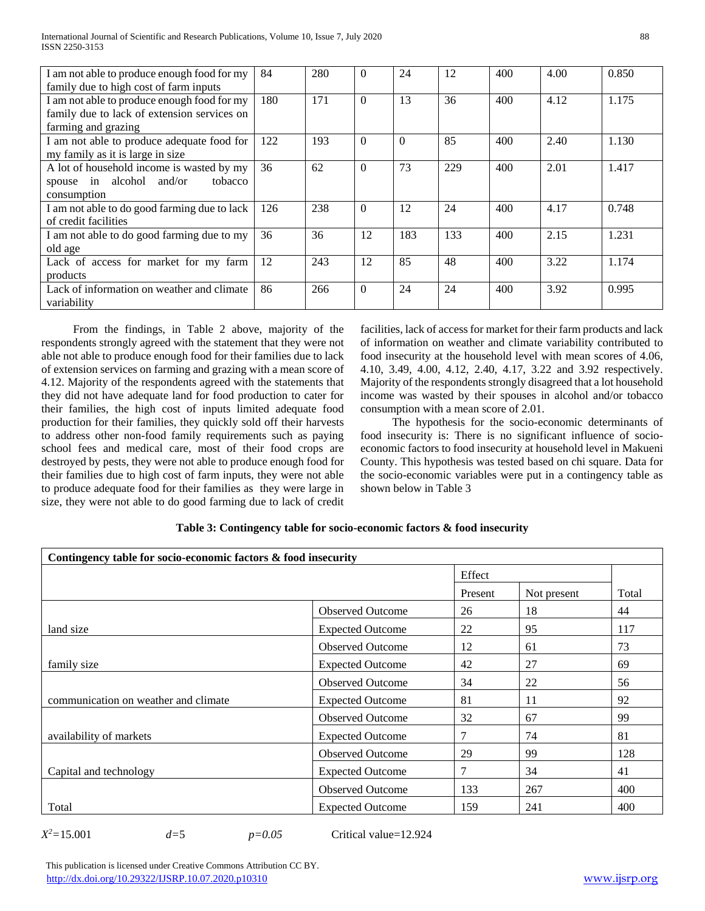| | | | | | | | | |
|---|---|---|---|---|---|---|---|---|
| I am not able to produce enough food for my family due to high cost of farm inputs | 84 | 280 | 0 | 24 | 12 | 400 | 4.00 | 0.850 |
| I am not able to produce enough food for my family due to lack of extension services on farming and grazing | 180 | 171 | 0 | 13 | 36 | 400 | 4.12 | 1.175 |
| I am not able to produce adequate food for my family as it is large in size | 122 | 193 | 0 | 0 | 85 | 400 | 2.40 | 1.130 |
| A lot of household income is wasted by my spouse in alcohol and/or tobacco consumption | 36 | 62 | 0 | 73 | 229 | 400 | 2.01 | 1.417 |
| I am not able to do good farming due to lack of credit facilities | 126 | 238 | 0 | 12 | 24 | 400 | 4.17 | 0.748 |
| I am not able to do good farming due to my old age | 36 | 36 | 12 | 183 | 133 | 400 | 2.15 | 1.231 |
| Lack of access for market for my farm products | 12 | 243 | 12 | 85 | 48 | 400 | 3.22 | 1.174 |
| Lack of information on weather and climate variability | 86 | 266 | 0 | 24 | 24 | 400 | 3.92 | 0.995 |

From the findings, in Table 2 above, majority of the respondents strongly agreed with the statement that they were not able not able to produce enough food for their families due to lack of extension services on farming and grazing with a mean score of 4.12. Majority of the respondents agreed with the statements that they did not have adequate land for food production to cater for their families, the high cost of inputs limited adequate food production for their families, they quickly sold off their harvests to address other non-food family requirements such as paying school fees and medical care, most of their food crops are destroyed by pests, they were not able to produce enough food for their families due to high cost of farm inputs, they were not able to produce adequate food for their families as they were large in size, they were not able to do good farming due to lack of credit facilities, lack of access for market for their farm products and lack of information on weather and climate variability contributed to food insecurity at the household level with mean scores of 4.06, 4.10, 3.49, 4.00, 4.12, 2.40, 4.17, 3.22 and 3.92 respectively. Majority of the respondents strongly disagreed that a lot household income was wasted by their spouses in alcohol and/or tobacco consumption with a mean score of 2.01.

The hypothesis for the socio-economic determinants of food insecurity is: There is no significant influence of socio-economic factors to food insecurity at household level in Makueni County. This hypothesis was tested based on chi square. Data for the socio-economic variables were put in a contingency table as shown below in Table 3

**Table 3: Contingency table for socio-economic factors & food insecurity**

| Contingency table for socio-economic factors & food insecurity | | | | |
|---|---|---|---|---|
| | | Effect | | |
| | | Present | Not present | Total |
| land size | Observed Outcome | 26 | 18 | 44 |
| | Expected Outcome | 22 | 95 | 117 |
| family size | Observed Outcome | 12 | 61 | 73 |
| | Expected Outcome | 42 | 27 | 69 |
| communication on weather and climate | Observed Outcome | 34 | 22 | 56 |
| | Expected Outcome | 81 | 11 | 92 |
| availability of markets | Observed Outcome | 32 | 67 | 99 |
| | Expected Outcome | 7 | 74 | 81 |
| Capital and technology | Observed Outcome | 29 | 99 | 128 |
| | Expected Outcome | 7 | 34 | 41 |
| Total | Observed Outcome | 133 | 267 | 400 |
| | Expected Outcome | 159 | 241 | 400 |

$X^2$=15.001 $d$=5 $p=0.05$ Critical value=12.924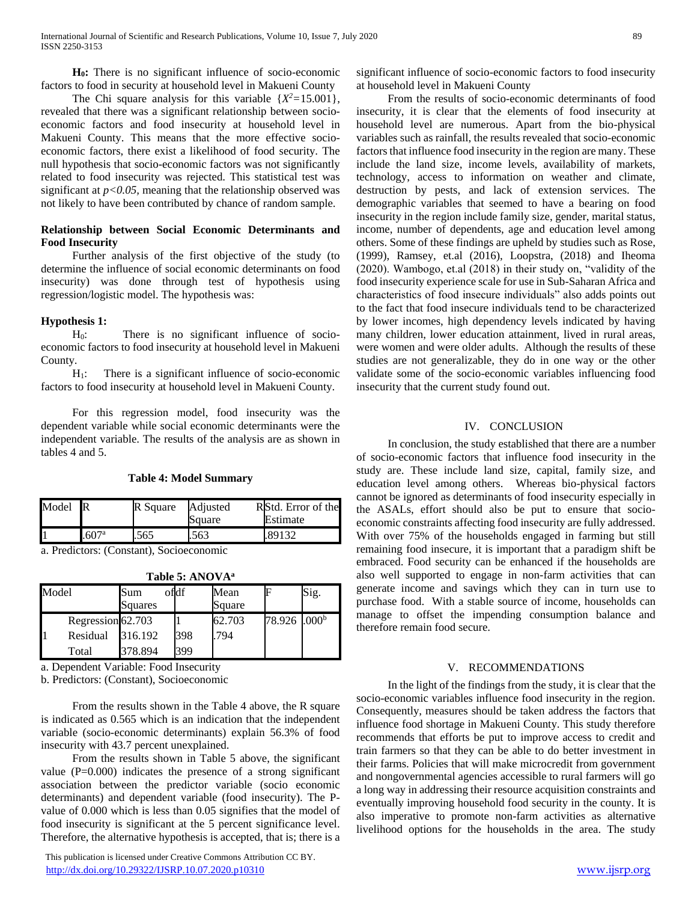**H₀:** There is no significant influence of socio-economic factors to food in security at household level in Makueni County

The Chi square analysis for this variable $\{X^2=15.001\}$, revealed that there was a significant relationship between socio-economic factors and food insecurity at household level in Makueni County. This means that the more effective socio-economic factors, there exist a likelihood of food security. The null hypothesis that socio-economic factors was not significantly related to food insecurity was rejected. This statistical test was significant at $p<0.05$, meaning that the relationship observed was not likely to have been contributed by chance of random sample.

### Relationship between Social Economic Determinants and Food Insecurity

Further analysis of the first objective of the study (to determine the influence of social economic determinants on food insecurity) was done through test of hypothesis using regression/logistic model. The hypothesis was:

### Hypothesis 1:

$H_0$: There is no significant influence of socio-economic factors to food insecurity at household level in Makueni County.

$H_1$: There is a significant influence of socio-economic factors to food insecurity at household level in Makueni County.

For this regression model, food insecurity was the dependent variable while social economic determinants were the independent variable. The results of the analysis are as shown in tables 4 and 5.

**Table 4: Model Summary**

| Model | R | R Square | Adjusted R Square | Std. Error of the Estimate |
|---|---|---|---|---|
| 1 | .607[a] | .565 | .563 | .89132 |

a. Predictors: (Constant), Socioeconomic

**Table 5: ANOVA[a]**

| Model | | Sum of Squares | df | Mean Square | F | Sig. |
|---|---|---|---|---|---|---|
| 1 | Regression | 62.703 | 1 | 62.703 | 78.926 | .000[b] |
| | Residual | 316.192 | 398 | .794 | | |
| | Total | 378.894 | 399 | | | |

a. Dependent Variable: Food Insecurity

b. Predictors: (Constant), Socioeconomic

From the results shown in the Table 4 above, the R square is indicated as 0.565 which is an indication that the independent variable (socio-economic determinants) explain 56.3% of food insecurity with 43.7 percent unexplained.

From the results shown in Table 5 above, the significant value (P=0.000) indicates the presence of a strong significant association between the predictor variable (socio economic determinants) and dependent variable (food insecurity). The P-value of 0.000 which is less than 0.05 signifies that the model of food insecurity is significant at the 5 percent significance level. Therefore, the alternative hypothesis is accepted, that is; there is a significant influence of socio-economic factors to food insecurity at household level in Makueni County

From the results of socio-economic determinants of food insecurity, it is clear that the elements of food insecurity at household level are numerous. Apart from the bio-physical variables such as rainfall, the results revealed that socio-economic factors that influence food insecurity in the region are many. These include the land size, income levels, availability of markets, technology, access to information on weather and climate, destruction by pests, and lack of extension services. The demographic variables that seemed to have a bearing on food insecurity in the region include family size, gender, marital status, income, number of dependents, age and education level among others. Some of these findings are upheld by studies such as Rose, (1999), Ramsey, et.al (2016), Loopstra, (2018) and Iheoma (2020). Wambogo, et.al (2018) in their study on, "validity of the food insecurity experience scale for use in Sub-Saharan Africa and characteristics of food insecure individuals" also adds points out to the fact that food insecure individuals tend to be characterized by lower incomes, high dependency levels indicated by having many children, lower education attainment, lived in rural areas, were women and were older adults. Although the results of these studies are not generalizable, they do in one way or the other validate some of the socio-economic variables influencing food insecurity that the current study found out.

## IV. CONCLUSION

In conclusion, the study established that there are a number of socio-economic factors that influence food insecurity in the study are. These include land size, capital, family size, and education level among others. Whereas bio-physical factors cannot be ignored as determinants of food insecurity especially in the ASALs, effort should also be put to ensure that socio-economic constraints affecting food insecurity are fully addressed. With over 75% of the households engaged in farming but still remaining food insecure, it is important that a paradigm shift be embraced. Food security can be enhanced if the households are also well supported to engage in non-farm activities that can generate income and savings which they can in turn use to purchase food. With a stable source of income, households can manage to offset the impending consumption balance and therefore remain food secure.

## V. RECOMMENDATIONS

In the light of the findings from the study, it is clear that the socio-economic variables influence food insecurity in the region. Consequently, measures should be taken address the factors that influence food shortage in Makueni County. This study therefore recommends that efforts be put to improve access to credit and train farmers so that they can be able to do better investment in their farms. Policies that will make microcredit from government and nongovernmental agencies accessible to rural farmers will go a long way in addressing their resource acquisition constraints and eventually improving household food security in the county. It is also imperative to promote non-farm activities as alternative livelihood options for the households in the area. The study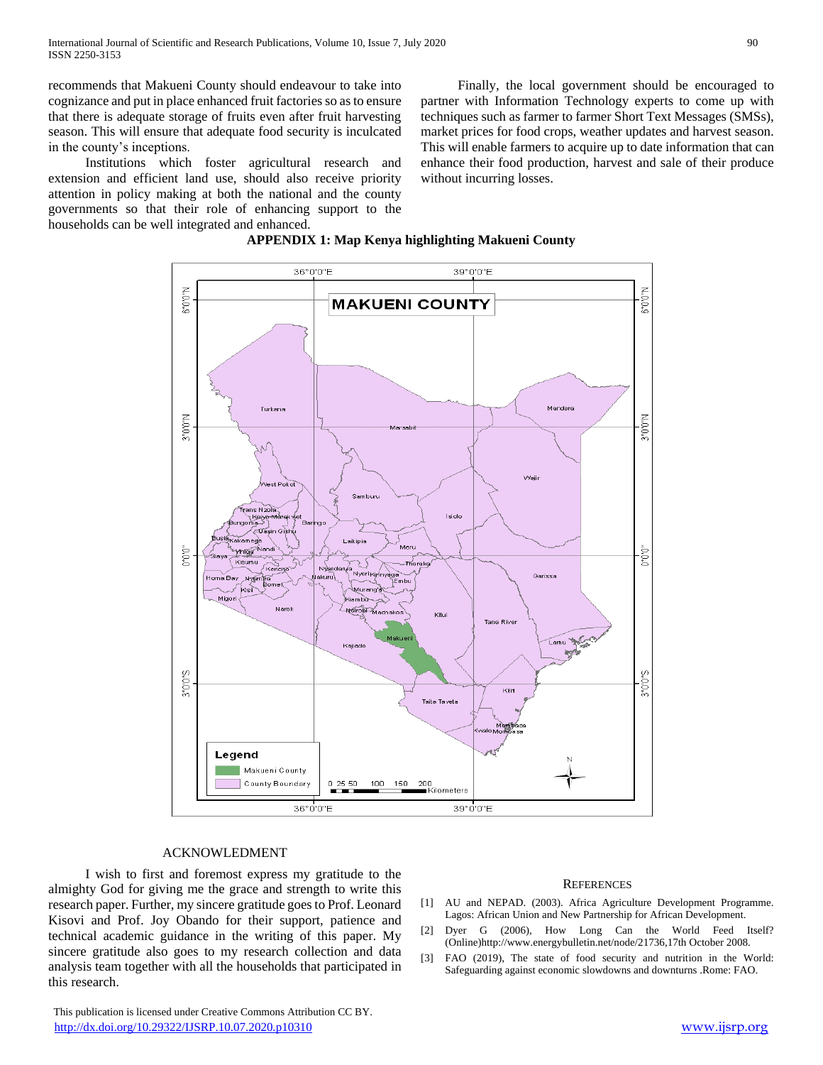recommends that Makueni County should endeavour to take into cognizance and put in place enhanced fruit factories so as to ensure that there is adequate storage of fruits even after fruit harvesting season. This will ensure that adequate food security is inculcated in the county's inceptions.

Institutions which foster agricultural research and extension and efficient land use, should also receive priority attention in policy making at both the national and the county governments so that their role of enhancing support to the households can be well integrated and enhanced.

Finally, the local government should be encouraged to partner with Information Technology experts to come up with techniques such as farmer to farmer Short Text Messages (SMSs), market prices for food crops, weather updates and harvest season. This will enable farmers to acquire up to date information that can enhance their food production, harvest and sale of their produce without incurring losses.

**APPENDIX 1: Map Kenya highlighting Makueni County**

## ACKNOWLEDMENT

I wish to first and foremost express my gratitude to the almighty God for giving me the grace and strength to write this research paper. Further, my sincere gratitude goes to Prof. Leonard Kisovi and Prof. Joy Obando for their support, patience and technical academic guidance in the writing of this paper. My sincere gratitude also goes to my research collection and data analysis team together with all the households that participated in this research.

## REFERENCES

[1] AU and NEPAD. (2003). Africa Agriculture Development Programme. Lagos: African Union and New Partnership for African Development.

[2] Dyer G (2006), How Long Can the World Feed Itself? (Online)http://www.energybulletin.net/node/21736,17th October 2008.

[3] FAO (2019), The state of food security and nutrition in the World: Safeguarding against economic slowdowns and downturns .Rome: FAO.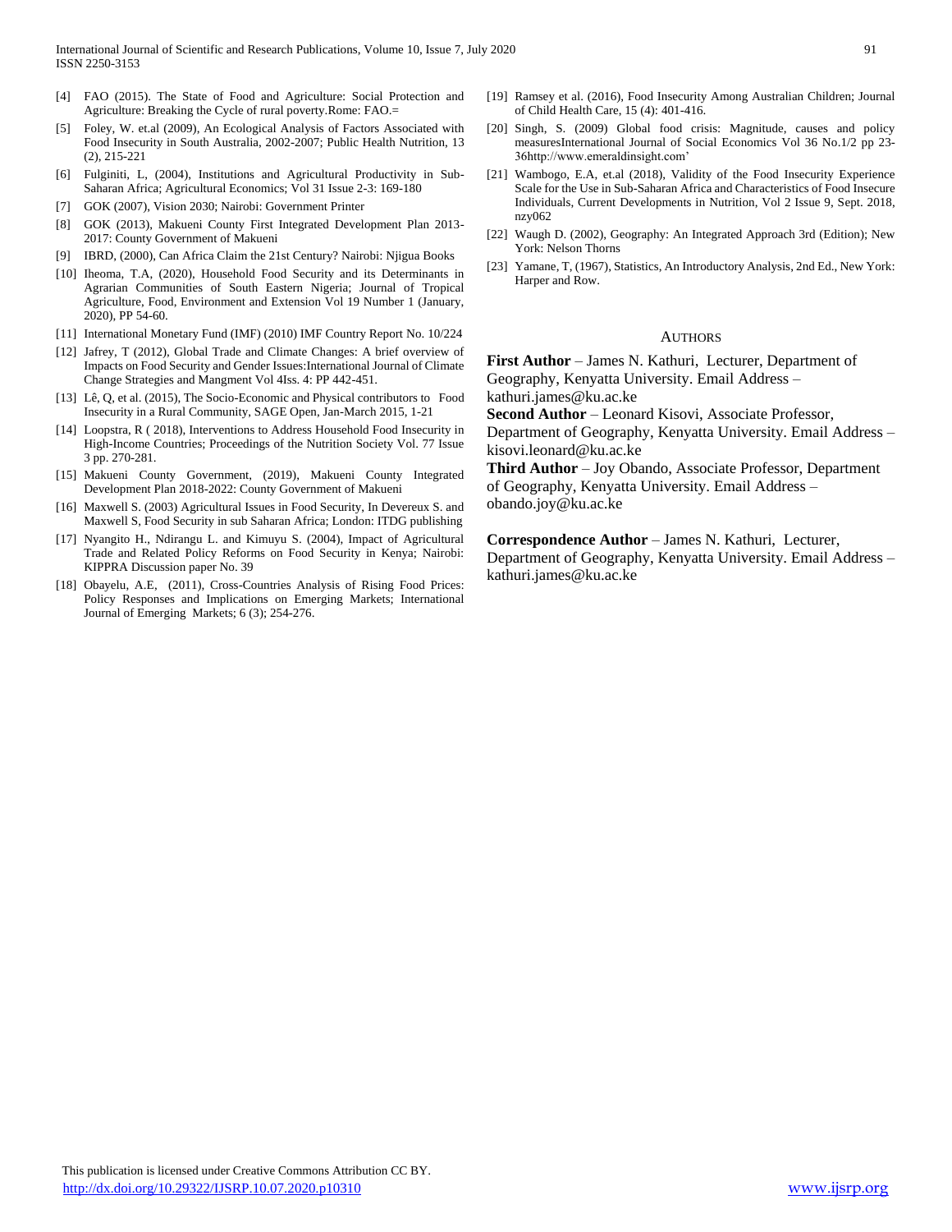[4] FAO (2015). The State of Food and Agriculture: Social Protection and Agriculture: Breaking the Cycle of rural poverty.Rome: FAO.=

[5] Foley, W. et.al (2009), An Ecological Analysis of Factors Associated with Food Insecurity in South Australia, 2002-2007; Public Health Nutrition, 13 (2), 215-221

[6] Fulginiti, L, (2004), Institutions and Agricultural Productivity in Sub-Saharan Africa; Agricultural Economics; Vol 31 Issue 2-3: 169-180

[7] GOK (2007), Vision 2030; Nairobi: Government Printer

[8] GOK (2013), Makueni County First Integrated Development Plan 2013-2017: County Government of Makueni

[9] IBRD, (2000), Can Africa Claim the 21st Century? Nairobi: Njigua Books

[10] Iheoma, T.A, (2020), Household Food Security and its Determinants in Agrarian Communities of South Eastern Nigeria; Journal of Tropical Agriculture, Food, Environment and Extension Vol 19 Number 1 (January, 2020), PP 54-60.

[11] International Monetary Fund (IMF) (2010) IMF Country Report No. 10/224

[12] Jafrey, T (2012), Global Trade and Climate Changes: A brief overview of Impacts on Food Security and Gender Issues:International Journal of Climate Change Strategies and Mangment Vol 4Iss. 4: PP 442-451.

[13] Lê, Q, et al. (2015), The Socio-Economic and Physical contributors to Food Insecurity in a Rural Community, SAGE Open, Jan-March 2015, 1-21

[14] Loopstra, R ( 2018), Interventions to Address Household Food Insecurity in High-Income Countries; Proceedings of the Nutrition Society Vol. 77 Issue 3 pp. 270-281.

[15] Makueni County Government, (2019), Makueni County Integrated Development Plan 2018-2022: County Government of Makueni

[16] Maxwell S. (2003) Agricultural Issues in Food Security, In Devereux S. and Maxwell S, Food Security in sub Saharan Africa; London: ITDG publishing

[17] Nyangito H., Ndirangu L. and Kimuyu S. (2004), Impact of Agricultural Trade and Related Policy Reforms on Food Security in Kenya; Nairobi: KIPPRA Discussion paper No. 39

[18] Obayelu, A.E, (2011), Cross-Countries Analysis of Rising Food Prices: Policy Responses and Implications on Emerging Markets; International Journal of Emerging Markets; 6 (3); 254-276.

[19] Ramsey et al. (2016), Food Insecurity Among Australian Children; Journal of Child Health Care, 15 (4): 401-416.

[20] Singh, S. (2009) Global food crisis: Magnitude, causes and policy measuresInternational Journal of Social Economics Vol 36 No.1/2 pp 23-36http://www.emeraldinsight.com'

[21] Wambogo, E.A, et.al (2018), Validity of the Food Insecurity Experience Scale for the Use in Sub-Saharan Africa and Characteristics of Food Insecure Individuals, Current Developments in Nutrition, Vol 2 Issue 9, Sept. 2018, nzy062

[22] Waugh D. (2002), Geography: An Integrated Approach 3rd (Edition); New York: Nelson Thorns

[23] Yamane, T, (1967), Statistics, An Introductory Analysis, 2nd Ed., New York: Harper and Row.

## AUTHORS

**First Author** – James N. Kathuri, Lecturer, Department of Geography, Kenyatta University. Email Address – kathuri.james@ku.ac.ke

**Second Author** – Leonard Kisovi, Associate Professor, Department of Geography, Kenyatta University. Email Address – kisovi.leonard@ku.ac.ke

**Third Author** – Joy Obando, Associate Professor, Department of Geography, Kenyatta University. Email Address – obando.joy@ku.ac.ke

**Correspondence Author** – James N. Kathuri, Lecturer, Department of Geography, Kenyatta University. Email Address – kathuri.james@ku.ac.ke